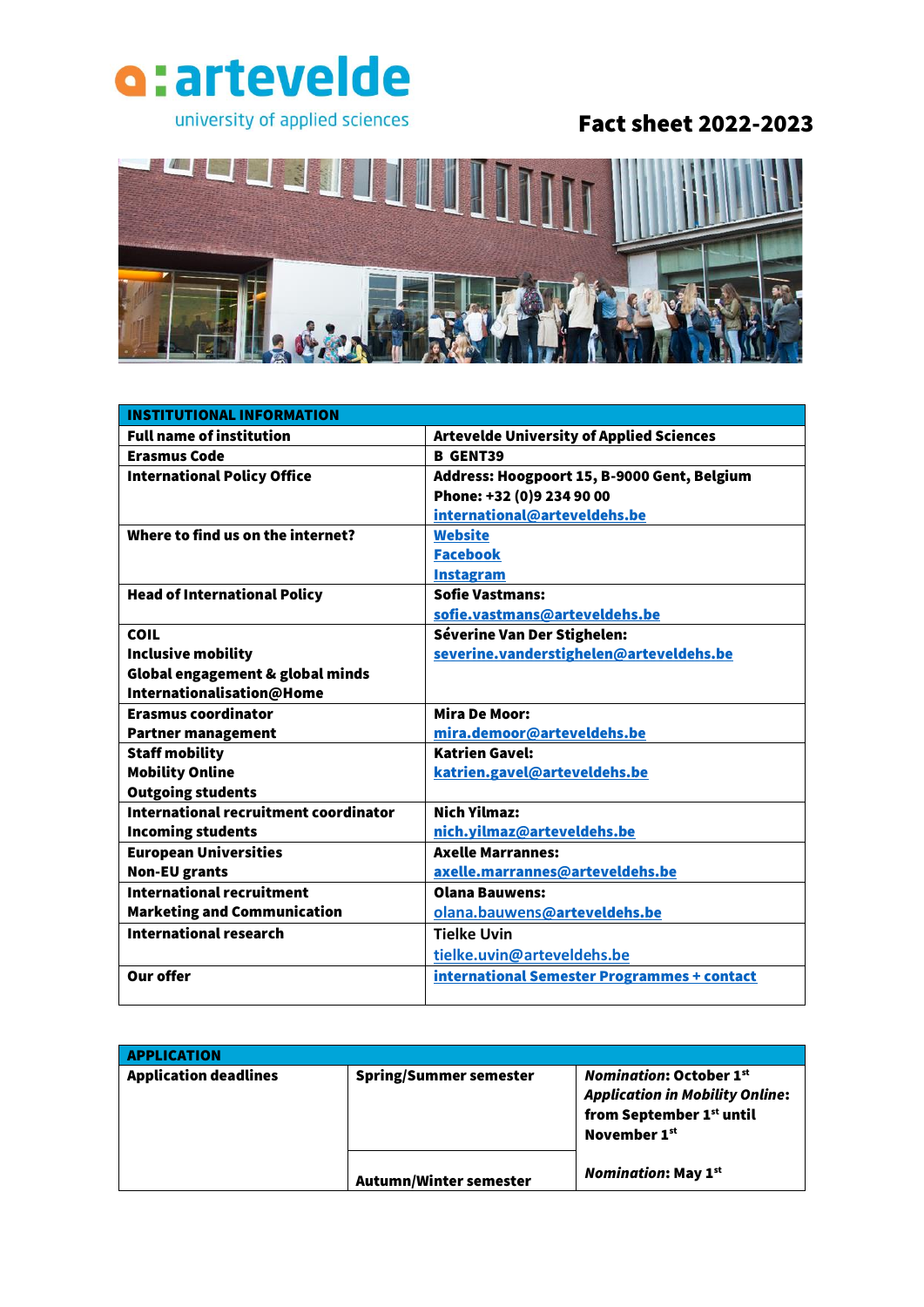a:artevelde
university of applied sciences

# Fact sheet 2022-2023

| INSTITUTIONAL INFORMATION | |
|---|---|
| **Full name of institution** | **Artevelde University of Applied Sciences** |
| **Erasmus Code** | **B GENT39** |
| **International Policy Office** | **Address: Hoogpoort 15, B-9000 Gent, Belgium**<br>**Phone: +32 (0)9 234 90 00**<br>**international@arteveldehs.be** |
| **Where to find us on the internet?** | **Website**<br>**Facebook**<br>**Instagram** |
| **Head of International Policy** | **Sofie Vastmans:**<br>**sofie.vastmans@arteveldehs.be** |
| **COIL**<br>**Inclusive mobility**<br>**Global engagement & global minds**<br>**Internationalisation@Home** | **Séverine Van Der Stighelen:**<br>**severine.vanderstighelen@arteveldehs.be** |
| **Erasmus coordinator**<br>**Partner management** | **Mira De Moor:**<br>**mira.demoor@arteveldehs.be** |
| **Staff mobility**<br>**Mobility Online**<br>**Outgoing students** | **Katrien Gavel:**<br>**katrien.gavel@arteveldehs.be** |
| **International recruitment coordinator**<br>**Incoming students** | **Nich Yilmaz:**<br>**nich.yilmaz@arteveldehs.be** |
| **European Universities**<br>**Non-EU grants** | **Axelle Marrannes:**<br>**axelle.marrannes@arteveldehs.be** |
| **International recruitment**<br>**Marketing and Communication** | **Olana Bauwens:**<br>olana.bauwens@arteveldehs.be |
| **International research** | Tielke Uvin<br>tielke.uvin@arteveldehs.be |
| **Our offer** | **international Semester Programmes + contact** |

| APPLICATION | | |
|---|---|---|
| **Application deadlines** | **Spring/Summer semester** | ***Nomination*: October 1st**<br>***Application in Mobility Online*:**<br>**from September 1st until November 1st** |
| | **Autumn/Winter semester** | ***Nomination*: May 1st** |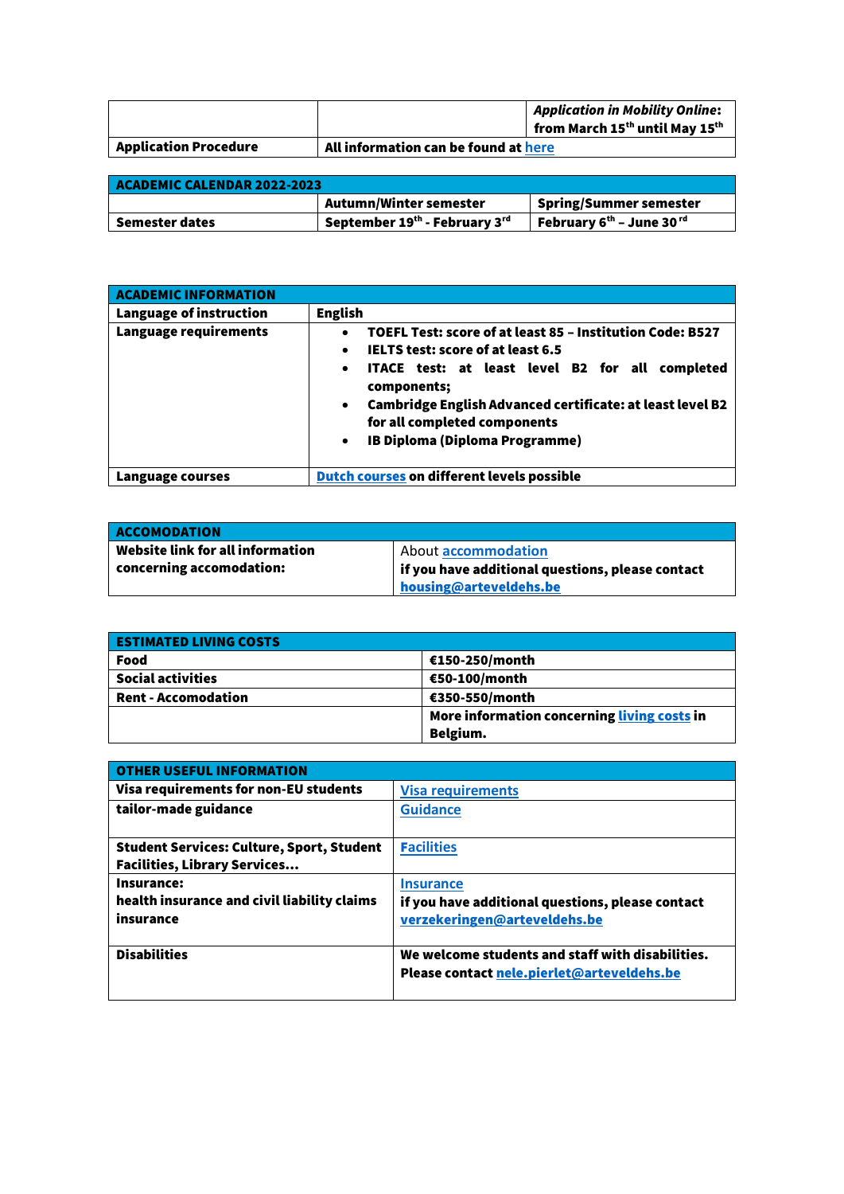| | | |
|---|---|---|
| | | ***Application in Mobility Online*: from March 15th until May 15th** |
| **Application Procedure** | **All information can be found at** [here]() | |

| **ACADEMIC CALENDAR 2022-2023** | | |
|---|---|---|
| | **Autumn/Winter semester** | **Spring/Summer semester** |
| **Semester dates** | **September 19th - February 3rd** | **February 6th – June 30rd** |

| **ACADEMIC INFORMATION** | |
|---|---|
| **Language of instruction** | **English** |
| **Language requirements** | • **TOEFL Test: score of at least 85 – Institution Code: B527**<br>• **IELTS test: score of at least 6.5**<br>• **ITACE test: at least level B2 for all completed components;**<br>• **Cambridge English Advanced certificate: at least level B2 for all completed components**<br>• **IB Diploma (Diploma Programme)** |
| **Language courses** | **Dutch courses on different levels possible** |

| **ACCOMODATION** | |
|---|---|
| **Website link for all information concerning accomodation:** | About accommodation<br>**if you have additional questions, please contact housing@arteveldehs.be** |

| **ESTIMATED LIVING COSTS** | |
|---|---|
| **Food** | **€150-250/month** |
| **Social activities** | **€50-100/month** |
| **Rent - Accomodation** | **€350-550/month** |
| | **More information concerning living costs in Belgium.** |

| **OTHER USEFUL INFORMATION** | |
|---|---|
| **Visa requirements for non-EU students** | Visa requirements |
| **tailor-made guidance** | Guidance |
| **Student Services: Culture, Sport, Student Facilities, Library Services…** | Facilities |
| **Insurance:**<br>**health insurance and civil liability claims insurance** | Insurance<br>**if you have additional questions, please contact verzekeringen@arteveldehs.be** |
| **Disabilities** | **We welcome students and staff with disabilities. Please contact nele.pierlet@arteveldehs.be** |